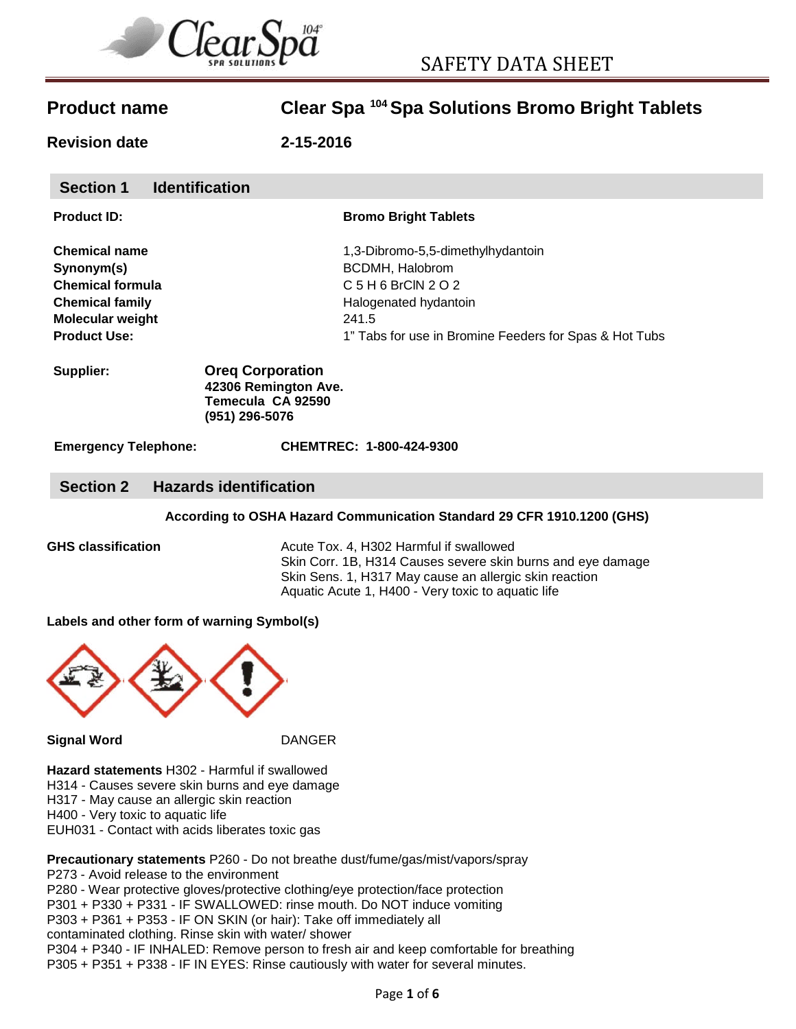# SAFETY DATA SHEET

| | |
|---|---|
| **Product name** | **Clear Spa [104] Spa Solutions Bromo Bright Tablets** |
| **Revision date** | **2-15-2016** |

## Section 1 Identification

| | |
|---|---|
| **Product ID:** | **Bromo Bright Tablets** |
| **Chemical name** | 1,3-Dibromo-5,5-dimethylhydantoin |
| **Synonym(s)** | BCDMH, Halobrom |
| **Chemical formula** | C 5 H 6 BrClN 2 O 2 |
| **Chemical family** | Halogenated hydantoin |
| **Molecular weight** | 241.5 |
| **Product Use:** | 1" Tabs for use in Bromine Feeders for Spas & Hot Tubs |

**Supplier:**
**Oreq Corporation**
**42306 Remington Ave.**
**Temecula CA 92590**
**(951) 296-5076**

**Emergency Telephone:** **CHEMTREC: 1-800-424-9300**

## Section 2 Hazards identification

**According to OSHA Hazard Communication Standard 29 CFR 1910.1200 (GHS)**

**GHS classification**
Acute Tox. 4, H302 Harmful if swallowed
Skin Corr. 1B, H314 Causes severe skin burns and eye damage
Skin Sens. 1, H317 May cause an allergic skin reaction
Aquatic Acute 1, H400 - Very toxic to aquatic life

**Labels and other form of warning Symbol(s)**

**Signal Word** DANGER

**Hazard statements** H302 - Harmful if swallowed
H314 - Causes severe skin burns and eye damage
H317 - May cause an allergic skin reaction
H400 - Very toxic to aquatic life
EUH031 - Contact with acids liberates toxic gas

**Precautionary statements** P260 - Do not breathe dust/fume/gas/mist/vapors/spray
P273 - Avoid release to the environment
P280 - Wear protective gloves/protective clothing/eye protection/face protection
P301 + P330 + P331 - IF SWALLOWED: rinse mouth. Do NOT induce vomiting
P303 + P361 + P353 - IF ON SKIN (or hair): Take off immediately all contaminated clothing. Rinse skin with water/ shower
P304 + P340 - IF INHALED: Remove person to fresh air and keep comfortable for breathing
P305 + P351 + P338 - IF IN EYES: Rinse cautiously with water for several minutes.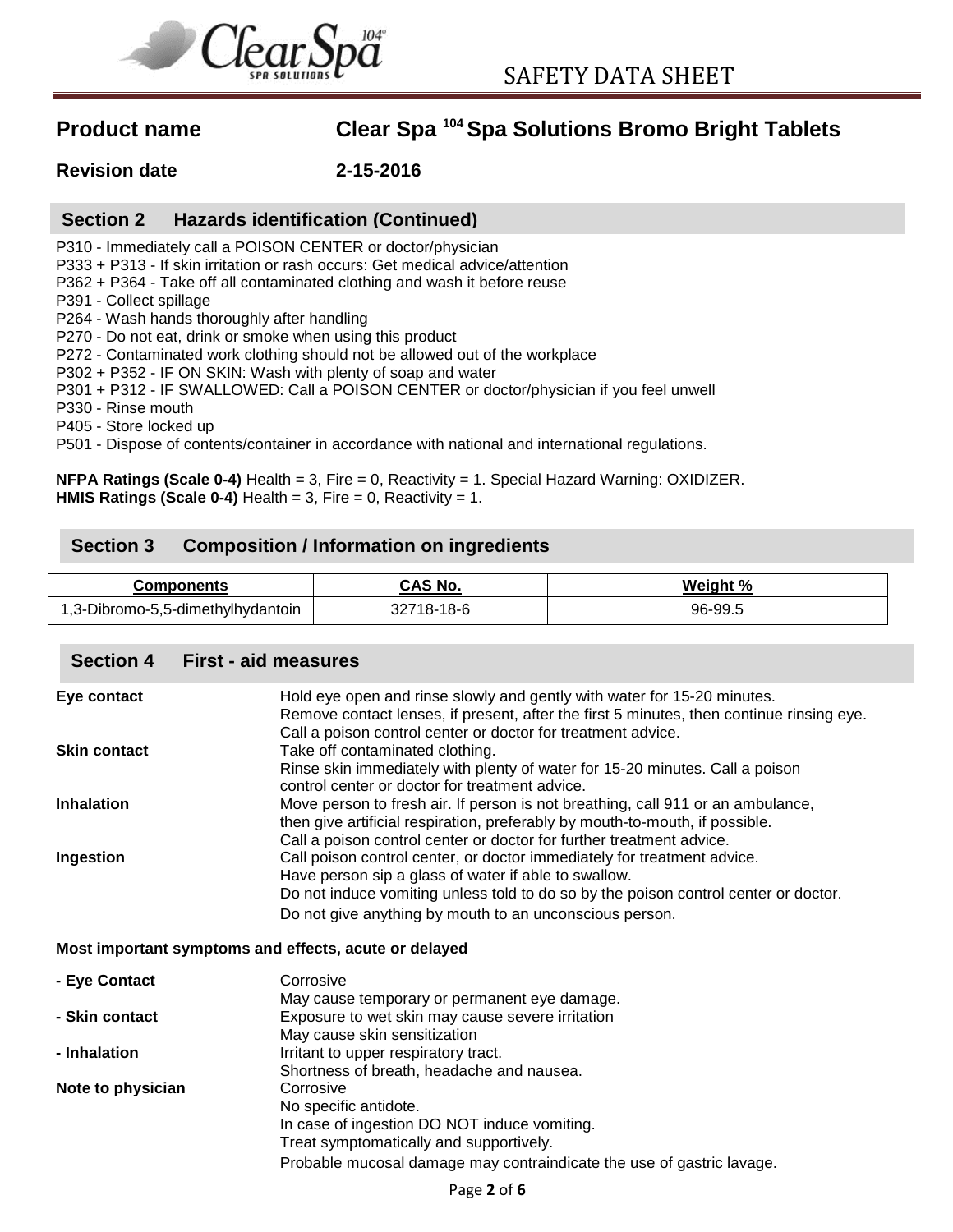**Product name** Clear Spa 104 Spa Solutions Bromo Bright Tablets

**Revision date** 2-15-2016

## Section 2 Hazards identification (Continued)

P310 - Immediately call a POISON CENTER or doctor/physician
P333 + P313 - If skin irritation or rash occurs: Get medical advice/attention
P362 + P364 - Take off all contaminated clothing and wash it before reuse
P391 - Collect spillage
P264 - Wash hands thoroughly after handling
P270 - Do not eat, drink or smoke when using this product
P272 - Contaminated work clothing should not be allowed out of the workplace
P302 + P352 - IF ON SKIN: Wash with plenty of soap and water
P301 + P312 - IF SWALLOWED: Call a POISON CENTER or doctor/physician if you feel unwell
P330 - Rinse mouth
P405 - Store locked up
P501 - Dispose of contents/container in accordance with national and international regulations.

**NFPA Ratings (Scale 0-4)** Health = 3, Fire = 0, Reactivity = 1. Special Hazard Warning: OXIDIZER.
**HMIS Ratings (Scale 0-4)** Health = 3, Fire = 0, Reactivity = 1.

## Section 3 Composition / Information on ingredients

| Components | CAS No. | Weight % |
|---|---|---|
| 1,3-Dibromo-5,5-dimethylhydantoin | 32718-18-6 | 96-99.5 |

## Section 4 First - aid measures

**Eye contact**
Hold eye open and rinse slowly and gently with water for 15-20 minutes.
Remove contact lenses, if present, after the first 5 minutes, then continue rinsing eye.
Call a poison control center or doctor for treatment advice.

**Skin contact**
Take off contaminated clothing.
Rinse skin immediately with plenty of water for 15-20 minutes. Call a poison control center or doctor for treatment advice.

**Inhalation**
Move person to fresh air. If person is not breathing, call 911 or an ambulance, then give artificial respiration, preferably by mouth-to-mouth, if possible.
Call a poison control center or doctor for further treatment advice.

**Ingestion**
Call poison control center, or doctor immediately for treatment advice.
Have person sip a glass of water if able to swallow.
Do not induce vomiting unless told to do so by the poison control center or doctor.
Do not give anything by mouth to an unconscious person.

**Most important symptoms and effects, acute or delayed**

**- Eye Contact**
Corrosive
May cause temporary or permanent eye damage.

**- Skin contact**
Exposure to wet skin may cause severe irritation
May cause skin sensitization

**- Inhalation**
Irritant to upper respiratory tract.
Shortness of breath, headache and nausea.

**Note to physician**
Corrosive
No specific antidote.
In case of ingestion DO NOT induce vomiting.
Treat symptomatically and supportively.
Probable mucosal damage may contraindicate the use of gastric lavage.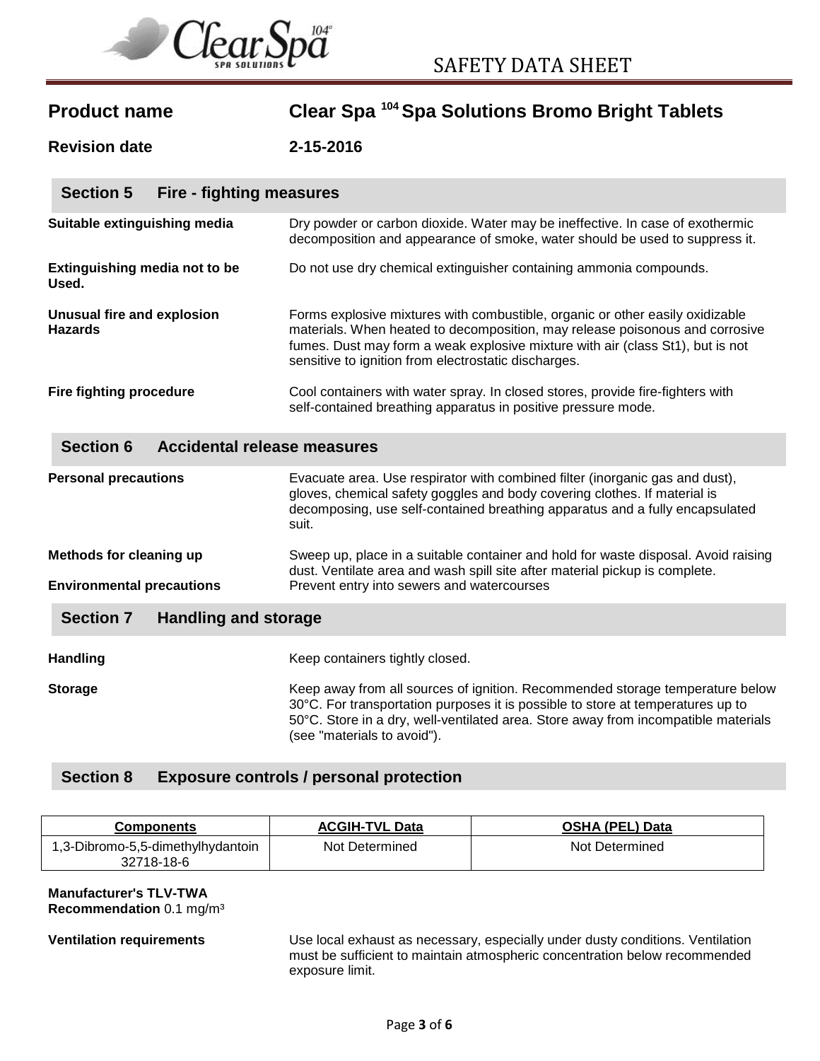**Product name** Clear Spa 104 Spa Solutions Bromo Bright Tablets

**Revision date** 2-15-2016

## Section 5 Fire - fighting measures

**Suitable extinguishing media**
Dry powder or carbon dioxide. Water may be ineffective. In case of exothermic decomposition and appearance of smoke, water should be used to suppress it.

**Extinguishing media not to be Used.**
Do not use dry chemical extinguisher containing ammonia compounds.

**Unusual fire and explosion Hazards**
Forms explosive mixtures with combustible, organic or other easily oxidizable materials. When heated to decomposition, may release poisonous and corrosive fumes. Dust may form a weak explosive mixture with air (class St1), but is not sensitive to ignition from electrostatic discharges.

**Fire fighting procedure**
Cool containers with water spray. In closed stores, provide fire-fighters with self-contained breathing apparatus in positive pressure mode.

## Section 6 Accidental release measures

**Personal precautions**
Evacuate area. Use respirator with combined filter (inorganic gas and dust), gloves, chemical safety goggles and body covering clothes. If material is decomposing, use self-contained breathing apparatus and a fully encapsulated suit.

**Methods for cleaning up**
Sweep up, place in a suitable container and hold for waste disposal. Avoid raising dust. Ventilate area and wash spill site after material pickup is complete.

**Environmental precautions**
Prevent entry into sewers and watercourses

## Section 7 Handling and storage

**Handling**
Keep containers tightly closed.

**Storage**
Keep away from all sources of ignition. Recommended storage temperature below 30°C. For transportation purposes it is possible to store at temperatures up to 50°C. Store in a dry, well-ventilated area. Store away from incompatible materials (see "materials to avoid").

## Section 8 Exposure controls / personal protection

| Components | ACGIH-TVL Data | OSHA (PEL) Data |
|---|---|---|
| 1,3-Dibromo-5,5-dimethylhydantoin 32718-18-6 | Not Determined | Not Determined |

**Manufacturer's TLV-TWA Recommendation** 0.1 mg/m³

**Ventilation requirements**
Use local exhaust as necessary, especially under dusty conditions. Ventilation must be sufficient to maintain atmospheric concentration below recommended exposure limit.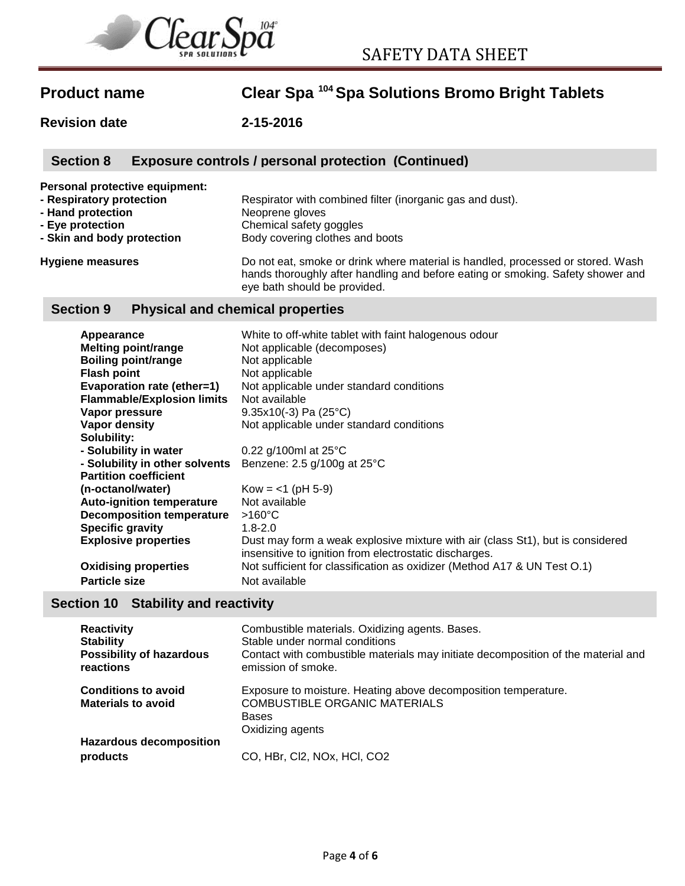# SAFETY DATA SHEET

**Product name** — **Clear Spa [104] Spa Solutions Bromo Bright Tablets**

**Revision date** — **2-15-2016**

## Section 8 Exposure controls / personal protection (Continued)

**Personal protective equipment:**

| | |
|---|---|
| **- Respiratory protection** | Respirator with combined filter (inorganic gas and dust). |
| **- Hand protection** | Neoprene gloves |
| **- Eye protection** | Chemical safety goggles |
| **- Skin and body protection** | Body covering clothes and boots |
| **Hygiene measures** | Do not eat, smoke or drink where material is handled, processed or stored. Wash hands thoroughly after handling and before eating or smoking. Safety shower and eye bath should be provided. |

## Section 9 Physical and chemical properties

| | |
|---|---|
| **Appearance** | White to off-white tablet with faint halogenous odour |
| **Melting point/range** | Not applicable (decomposes) |
| **Boiling point/range** | Not applicable |
| **Flash point** | Not applicable |
| **Evaporation rate (ether=1)** | Not applicable under standard conditions |
| **Flammable/Explosion limits** | Not available |
| **Vapor pressure** | 9.35x10(-3) Pa (25°C) |
| **Vapor density** | Not applicable under standard conditions |
| **Solubility:** | |
| **- Solubility in water** | 0.22 g/100ml at 25°C |
| **- Solubility in other solvents** | Benzene: 2.5 g/100g at 25°C |
| **Partition coefficient (n-octanol/water)** | Kow = <1 (pH 5-9) |
| **Auto-ignition temperature** | Not available |
| **Decomposition temperature** | >160°C |
| **Specific gravity** | 1.8-2.0 |
| **Explosive properties** | Dust may form a weak explosive mixture with air (class St1), but is considered insensitive to ignition from electrostatic discharges. |
| **Oxidising properties** | Not sufficient for classification as oxidizer (Method A17 & UN Test O.1) |
| **Particle size** | Not available |

## Section 10 Stability and reactivity

| | |
|---|---|
| **Reactivity** | Combustible materials. Oxidizing agents. Bases. |
| **Stability** | Stable under normal conditions |
| **Possibility of hazardous reactions** | Contact with combustible materials may initiate decomposition of the material and emission of smoke. |
| **Conditions to avoid** | Exposure to moisture. Heating above decomposition temperature. |
| **Materials to avoid** | COMBUSTIBLE ORGANIC MATERIALS<br>Bases<br>Oxidizing agents |
| **Hazardous decomposition products** | CO, HBr, $Cl_2$, $NO_x$, HCl, $CO_2$ |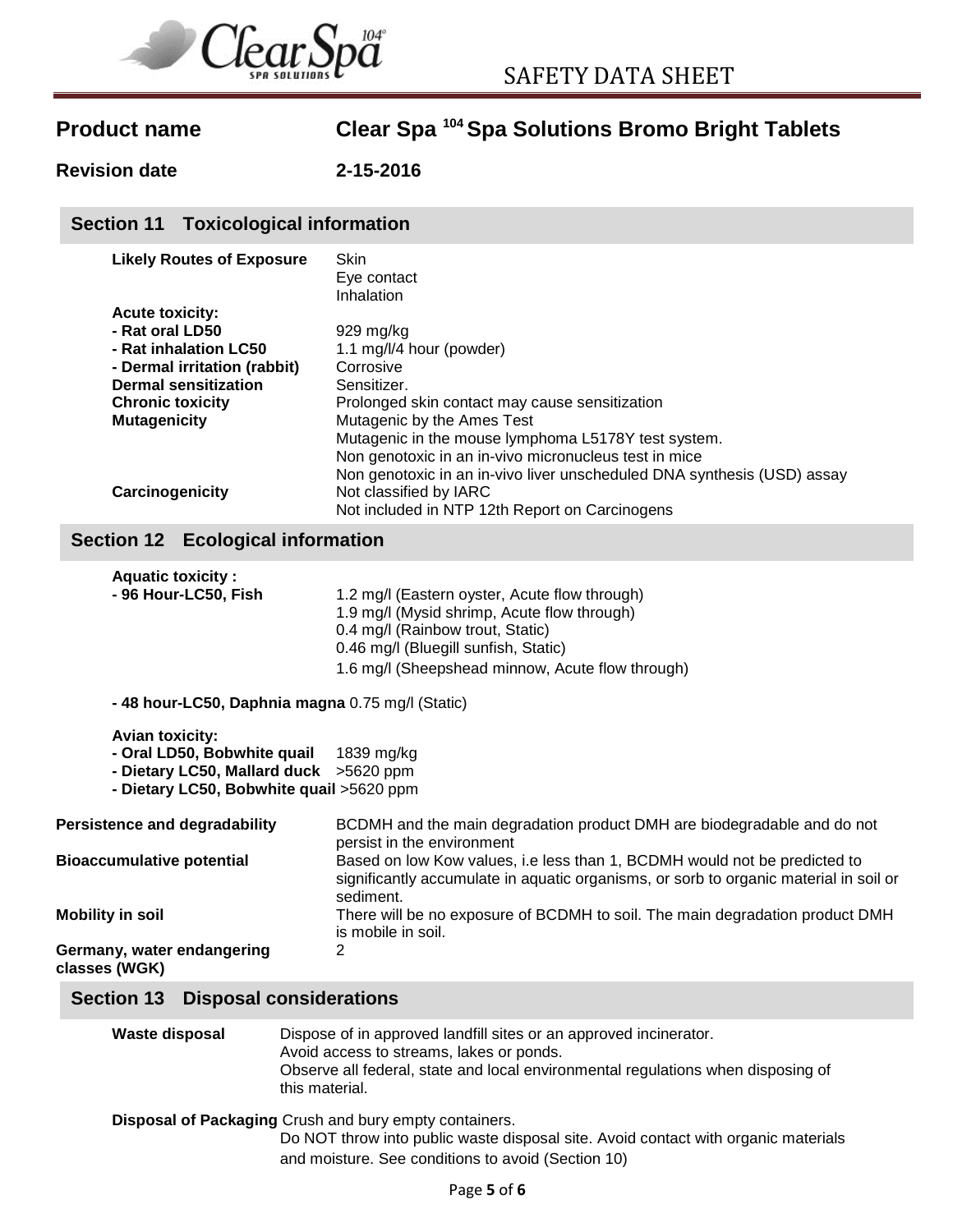# SAFETY DATA SHEET

**Product name** **Clear Spa [104] Spa Solutions Bromo Bright Tablets**

**Revision date** **2-15-2016**

## Section 11 Toxicological information

| | |
|---|---|
| **Likely Routes of Exposure** | Skin<br>Eye contact<br>Inhalation |
| **Acute toxicity:** | |
| **- Rat oral LD50** | 929 mg/kg |
| **- Rat inhalation LC50** | 1.1 mg/l/4 hour (powder) |
| **- Dermal irritation (rabbit)** | Corrosive |
| **Dermal sensitization** | Sensitizer. |
| **Chronic toxicity** | Prolonged skin contact may cause sensitization |
| **Mutagenicity** | Mutagenic by the Ames Test<br>Mutagenic in the mouse lymphoma L5178Y test system.<br>Non genotoxic in an in-vivo micronucleus test in mice<br>Non genotoxic in an in-vivo liver unscheduled DNA synthesis (USD) assay |
| **Carcinogenicity** | Not classified by IARC<br>Not included in NTP 12th Report on Carcinogens |

## Section 12 Ecological information

**Aquatic toxicity :**

| | |
|---|---|
| **- 96 Hour-LC50, Fish** | 1.2 mg/l (Eastern oyster, Acute flow through)<br>1.9 mg/l (Mysid shrimp, Acute flow through)<br>0.4 mg/l (Rainbow trout, Static)<br>0.46 mg/l (Bluegill sunfish, Static)<br>1.6 mg/l (Sheepshead minnow, Acute flow through) |

**- 48 hour-LC50, Daphnia magna** 0.75 mg/l (Static)

**Avian toxicity:**

| | |
|---|---|
| **- Oral LD50, Bobwhite quail** | 1839 mg/kg |
| **- Dietary LC50, Mallard duck** | >5620 ppm |
| **- Dietary LC50, Bobwhite quail** | >5620 ppm |

| | |
|---|---|
| **Persistence and degradability** | BCDMH and the main degradation product DMH are biodegradable and do not persist in the environment |
| **Bioaccumulative potential** | Based on low Kow values, i.e less than 1, BCDMH would not be predicted to significantly accumulate in aquatic organisms, or sorb to organic material in soil or sediment. |
| **Mobility in soil** | There will be no exposure of BCDMH to soil. The main degradation product DMH is mobile in soil. |
| **Germany, water endangering classes (WGK)** | 2 |

## Section 13 Disposal considerations

**Waste disposal** Dispose of in approved landfill sites or an approved incinerator.
Avoid access to streams, lakes or ponds.
Observe all federal, state and local environmental regulations when disposing of this material.

**Disposal of Packaging** Crush and bury empty containers.
Do NOT throw into public waste disposal site. Avoid contact with organic materials and moisture. See conditions to avoid (Section 10)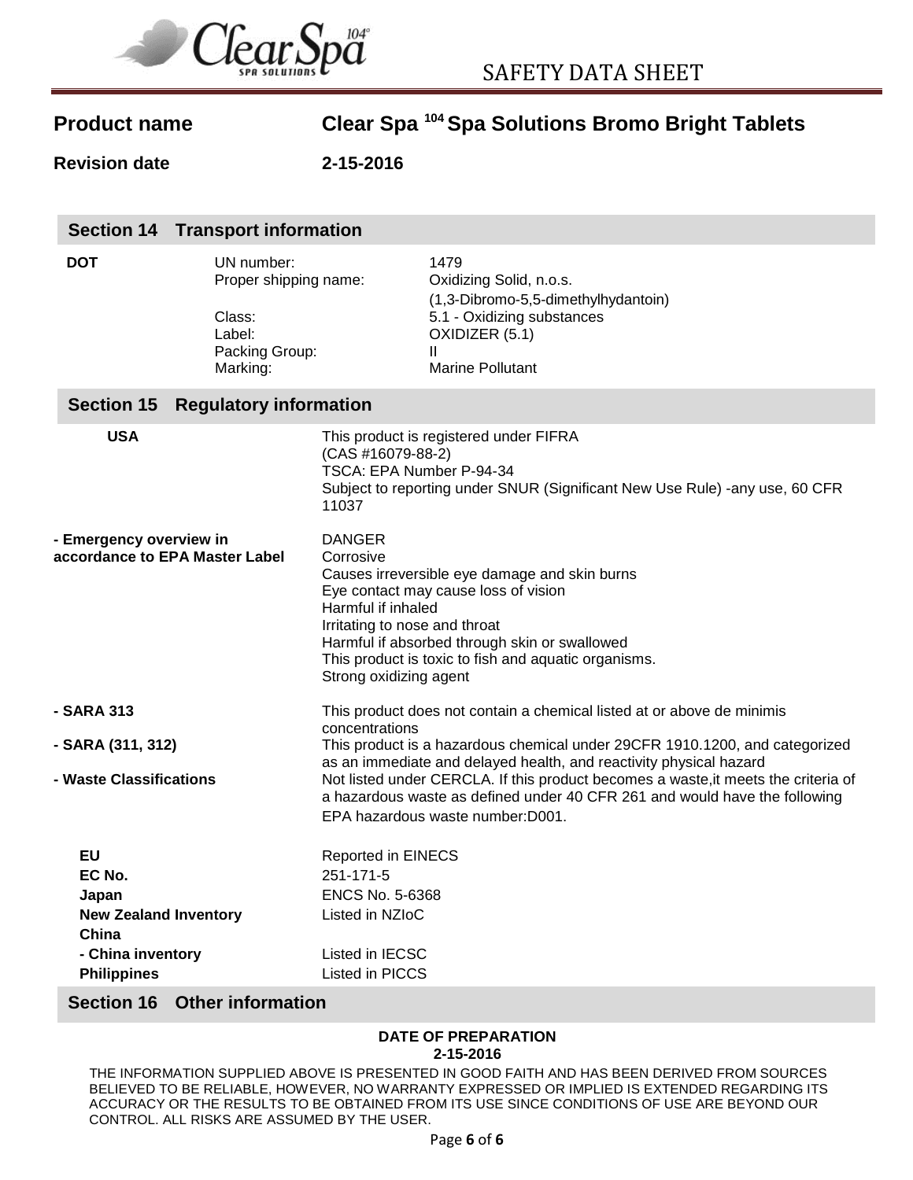SAFETY DATA SHEET

**Product name** Clear Spa [104] Spa Solutions Bromo Bright Tablets

**Revision date** 2-15-2016

## Section 14 Transport information

| | | |
|---|---|---|
| **DOT** | UN number: | 1479 |
| | Proper shipping name: | Oxidizing Solid, n.o.s. (1,3-Dibromo-5,5-dimethylhydantoin) |
| | Class: | 5.1 - Oxidizing substances |
| | Label: | OXIDIZER (5.1) |
| | Packing Group: | II |
| | Marking: | Marine Pollutant |

## Section 15 Regulatory information

**USA**

This product is registered under FIFRA
(CAS #16079-88-2)
TSCA: EPA Number P-94-34
Subject to reporting under SNUR (Significant New Use Rule) -any use, 60 CFR 11037

**- Emergency overview in accordance to EPA Master Label**

DANGER
Corrosive
Causes irreversible eye damage and skin burns
Eye contact may cause loss of vision
Harmful if inhaled
Irritating to nose and throat
Harmful if absorbed through skin or swallowed
This product is toxic to fish and aquatic organisms.
Strong oxidizing agent

**- SARA 313**

This product does not contain a chemical listed at or above de minimis concentrations

**- SARA (311, 312)**

This product is a hazardous chemical under 29CFR 1910.1200, and categorized as an immediate and delayed health, and reactivity physical hazard

**- Waste Classifications**

Not listed under CERCLA. If this product becomes a waste,it meets the criteria of a hazardous waste as defined under 40 CFR 261 and would have the following EPA hazardous waste number:D001.

| | |
|---|---|
| **EU** | Reported in EINECS |
| **EC No.** | 251-171-5 |
| **Japan** | ENCS No. 5-6368 |
| **New Zealand Inventory** | Listed in NZIoC |
| **China** | |
| **- China inventory** | Listed in IECSC |
| **Philippines** | Listed in PICCS |

## Section 16 Other information

**DATE OF PREPARATION**
**2-15-2016**

THE INFORMATION SUPPLIED ABOVE IS PRESENTED IN GOOD FAITH AND HAS BEEN DERIVED FROM SOURCES BELIEVED TO BE RELIABLE, HOWEVER, NO WARRANTY EXPRESSED OR IMPLIED IS EXTENDED REGARDING ITS ACCURACY OR THE RESULTS TO BE OBTAINED FROM ITS USE SINCE CONDITIONS OF USE ARE BEYOND OUR CONTROL. ALL RISKS ARE ASSUMED BY THE USER.